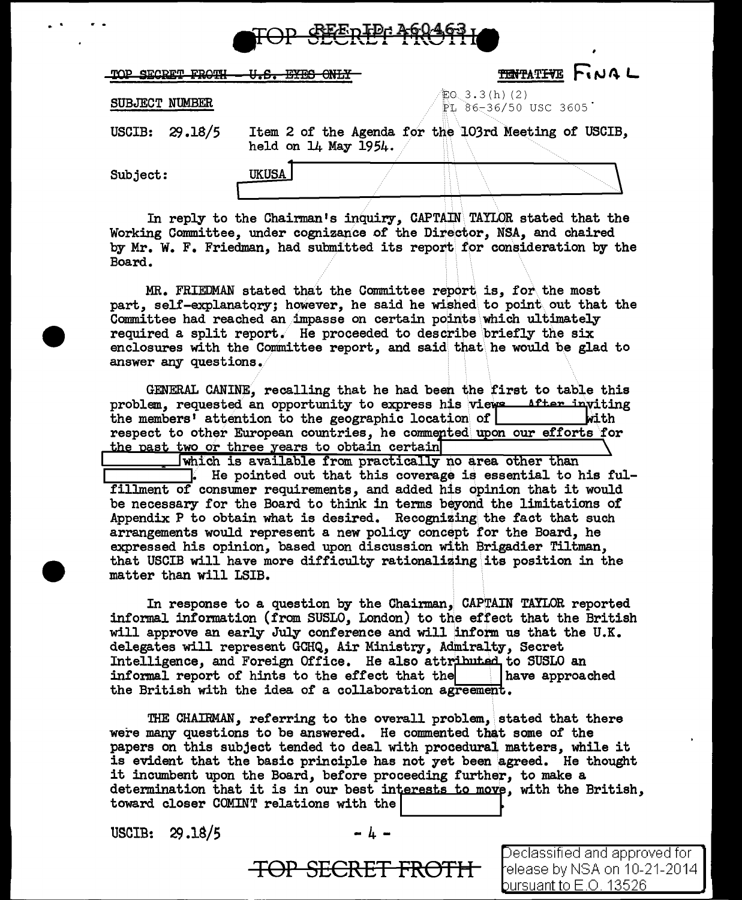TOP SECRET FROTH ~~— U.S. EYES ONLY~~

~~TENTATIVE~~ FINAL

EO 3.3(h)(2)
PL 86-36/50 USC 3605

SUBJECT NUMBER

USCIB: 29.18/5 Item 2 of the Agenda for the 103rd Meeting of USCIB, held on 14 May 1954.

Subject: UKUSA [redacted]

In reply to the Chairman's inquiry, CAPTAIN TAYLOR stated that the Working Committee, under cognizance of the Director, NSA, and chaired by Mr. W. F. Friedman, had submitted its report for consideration by the Board.

MR. FRIEDMAN stated that the Committee report is, for the most part, self-explanatory; however, he said he wished to point out that the Committee had reached an impasse on certain points which ultimately required a split report. He proceeded to describe briefly the six enclosures with the Committee report, and said that he would be glad to answer any questions.

GENERAL CANINE, recalling that he had been the first to table this problem, requested an opportunity to express his views. After inviting the members' attention to the geographic location of [redacted] with respect to other European countries, he commented upon our efforts for the past two or three years to obtain certain [redacted] which is available from practically no area other than [redacted]. He pointed out that this coverage is essential to his fulfillment of consumer requirements, and added his opinion that it would be necessary for the Board to think in terms beyond the limitations of Appendix P to obtain what is desired. Recognizing the fact that such arrangements would represent a new policy concept for the Board, he expressed his opinion, based upon discussion with Brigadier Tiltman, that USCIB will have more difficulty rationalizing its position in the matter than will LSIB.

In response to a question by the Chairman, CAPTAIN TAYLOR reported informal information (from SUSLO, London) to the effect that the British will approve an early July conference and will inform us that the U.K. delegates will represent GCHQ, Air Ministry, Admiralty, Secret Intelligence, and Foreign Office. He also attributed to SUSLO an informal report of hints to the effect that the [redacted] have approached the British with the idea of a collaboration agreement.

THE CHAIRMAN, referring to the overall problem, stated that there were many questions to be answered. He commented that some of the papers on this subject tended to deal with procedural matters, while it is evident that the basic principle has not yet been agreed. He thought it incumbent upon the Board, before proceeding further, to make a determination that it is in our best interests to move, with the British, toward closer COMINT relations with the [redacted].

USCIB: 29.18/5

TOP SECRET FROTH

Declassified and approved for release by NSA on 10-21-2014 pursuant to E.O. 13526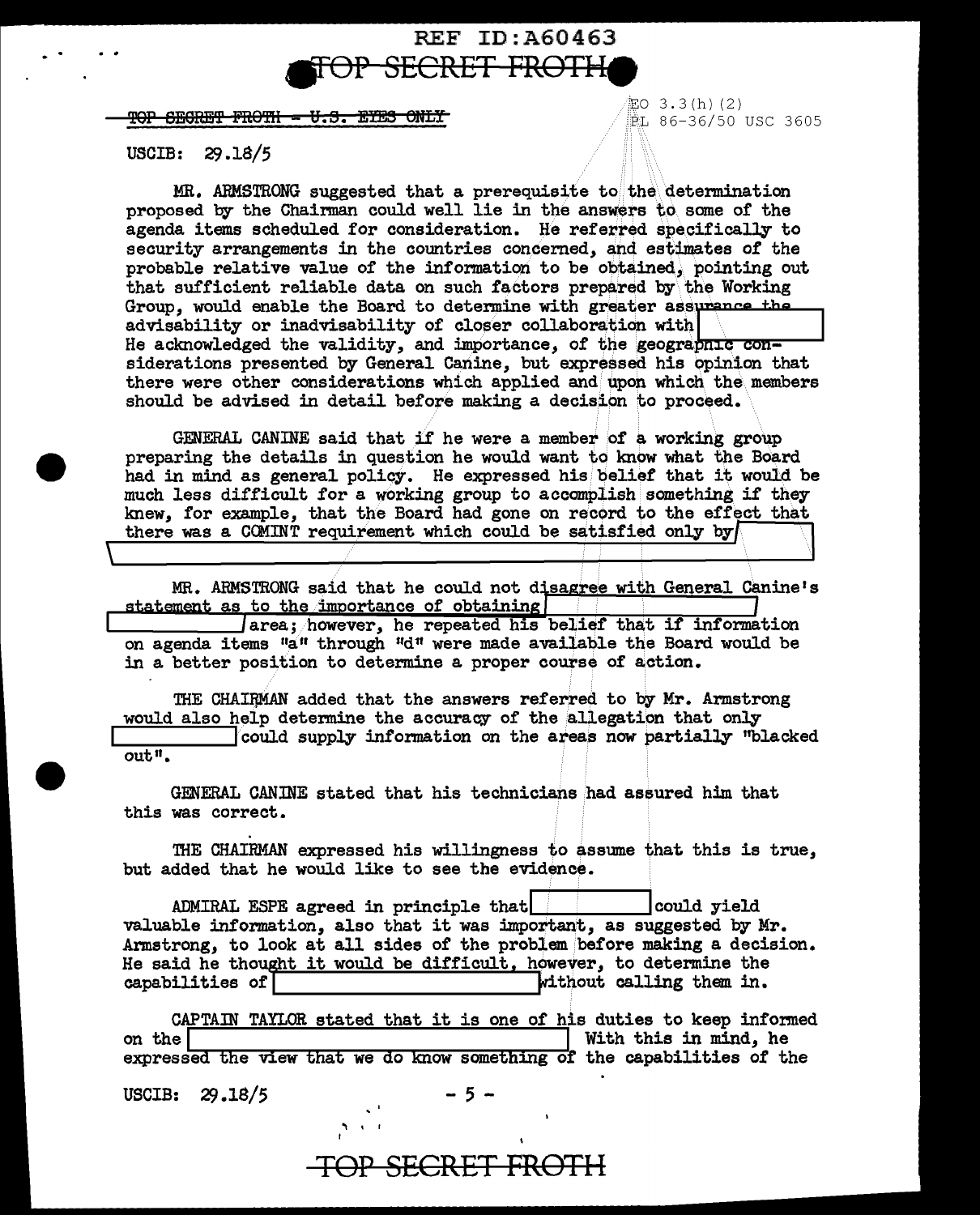TOP SECRET FROTH - U.S. EYES ONLY

EO 3.3(h)(2)
PL 86-36/50 USC 3605

USCIB: 29.18/5

MR. ARMSTRONG suggested that a prerequisite to the determination proposed by the Chairman could well lie in the answers to some of the agenda items scheduled for consideration. He referred specifically to security arrangements in the countries concerned, and estimates of the probable relative value of the information to be obtained, pointing out that sufficient reliable data on such factors prepared by the Working Group, would enable the Board to determine with greater assurance the advisability or inadvisability of closer collaboration with [REDACTED] He acknowledged the validity, and importance, of the geographic considerations presented by General Canine, but expressed his opinion that there were other considerations which applied and upon which the members should be advised in detail before making a decision to proceed.

GENERAL CANINE said that if he were a member of a working group preparing the details in question he would want to know what the Board had in mind as general policy. He expressed his belief that it would be much less difficult for a working group to accomplish something if they knew, for example, that the Board had gone on record to the effect that there was a COMINT requirement which could be satisfied only by [REDACTED]

MR. ARMSTRONG said that he could not disagree with General Canine's statement as to the importance of obtaining [REDACTED] area; however, he repeated his belief that if information on agenda items "a" through "d" were made available the Board would be in a better position to determine a proper course of action.

THE CHAIRMAN added that the answers referred to by Mr. Armstrong would also help determine the accuracy of the allegation that only [REDACTED] could supply information on the areas now partially "blacked out".

GENERAL CANINE stated that his technicians had assured him that this was correct.

THE CHAIRMAN expressed his willingness to assume that this is true, but added that he would like to see the evidence.

ADMIRAL ESPE agreed in principle that [REDACTED] could yield valuable information, also that it was important, as suggested by Mr. Armstrong, to look at all sides of the problem before making a decision. He said he thought it would be difficult, however, to determine the capabilities of [REDACTED] without calling them in.

CAPTAIN TAYLOR stated that it is one of his duties to keep informed on the [REDACTED] With this in mind, he expressed the view that we do know something of the capabilities of the

USCIB: 29.18/5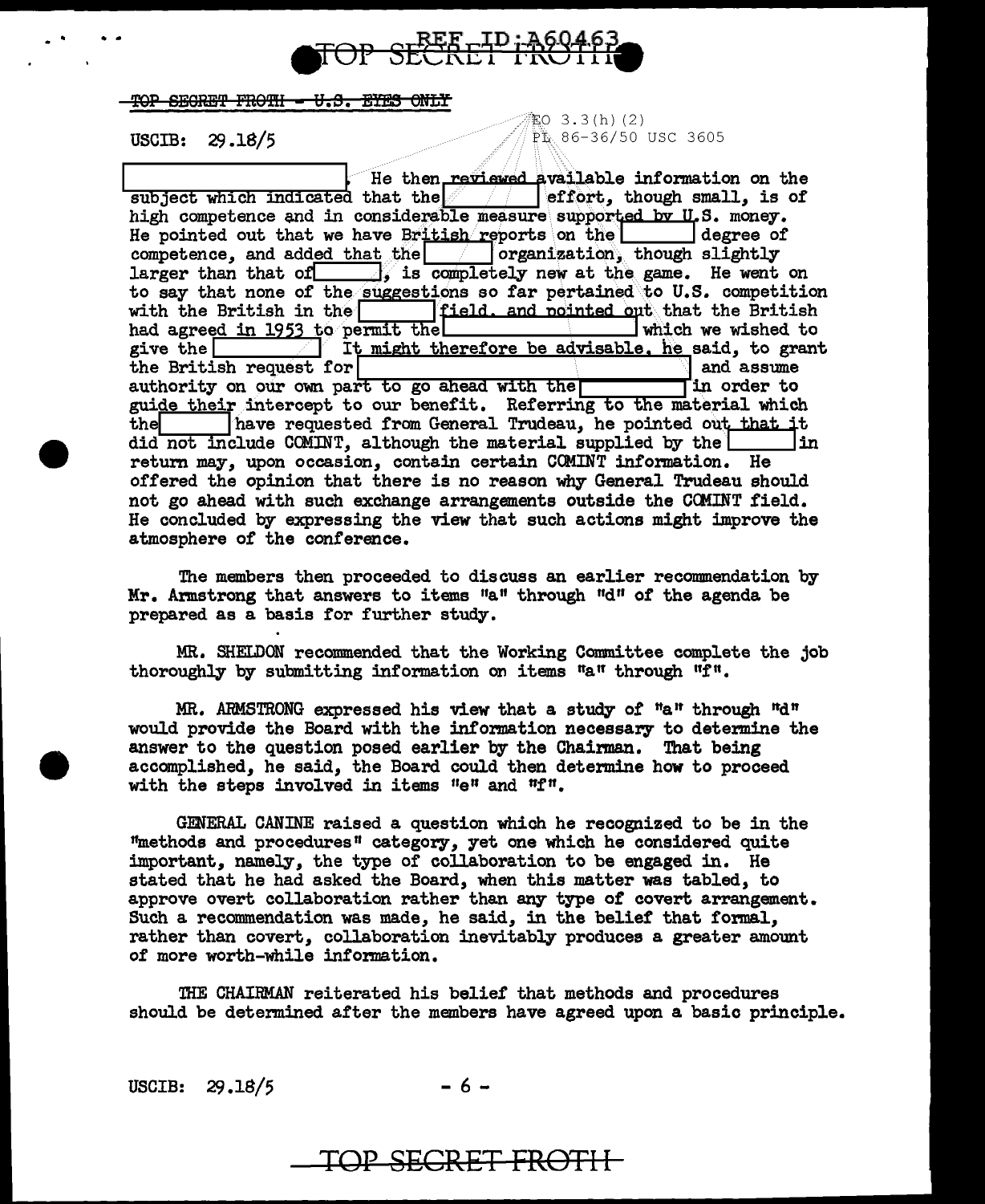~~TOP SECRET FROTH - U.S. EYES ONLY~~

USCIB: 29.18/5

EO 3.3(h)(2)
PL 86-36/50 USC 3605

[ ]. He then reviewed available information on the subject which indicated that the [ ] effort, though small, is of high competence and in considerable measure supported by U.S. money. He pointed out that we have British reports on the [ ] degree of competence, and added that the [ ] organization, though slightly larger than that of [ ], is completely new at the game. He went on to say that none of the suggestions so far pertained to U.S. competition with the British in the [ ] field, and pointed out that the British had agreed in 1953 to permit the [ ] which we wished to give the [ ]. It might therefore be advisable, he said, to grant the British request for [ ] and assume authority on our own part to go ahead with the [ ] in order to guide their intercept to our benefit. Referring to the material which the [ ] have requested from General Trudeau, he pointed out that it did not include COMINT, although the material supplied by the [ ] in return may, upon occasion, contain certain COMINT information. He offered the opinion that there is no reason why General Trudeau should not go ahead with such exchange arrangements outside the COMINT field. He concluded by expressing the view that such actions might improve the atmosphere of the conference.

The members then proceeded to discuss an earlier recommendation by Mr. Armstrong that answers to items "a" through "d" of the agenda be prepared as a basis for further study.

MR. SHELDON recommended that the Working Committee complete the job thoroughly by submitting information on items "a" through "f".

MR. ARMSTRONG expressed his view that a study of "a" through "d" would provide the Board with the information necessary to determine the answer to the question posed earlier by the Chairman. That being accomplished, he said, the Board could then determine how to proceed with the steps involved in items "e" and "f".

GENERAL CANINE raised a question which he recognized to be in the "methods and procedures" category, yet one which he considered quite important, namely, the type of collaboration to be engaged in. He stated that he had asked the Board, when this matter was tabled, to approve overt collaboration rather than any type of covert arrangement. Such a recommendation was made, he said, in the belief that formal, rather than covert, collaboration inevitably produces a greater amount of more worth-while information.

THE CHAIRMAN reiterated his belief that methods and procedures should be determined after the members have agreed upon a basic principle.

USCIB: 29.18/5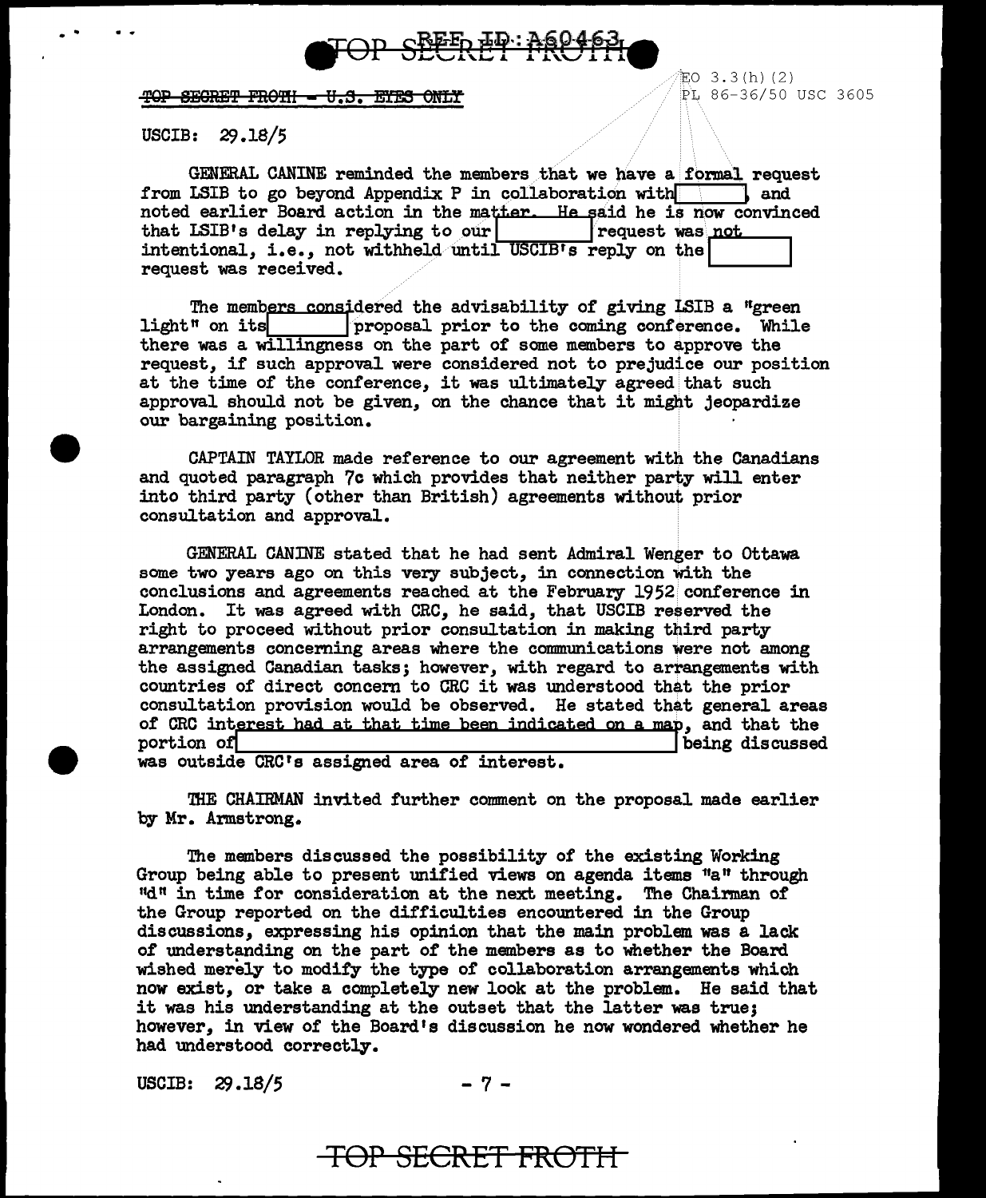TOP SECRET FROTH - U.S. EYES ONLY

EO 3.3(h)(2)
PL 86-36/50 USC 3605

USCIB: 29.18/5

GENERAL CANINE reminded the members that we have a formal request from LSIB to go beyond Appendix P in collaboration with [redacted], and noted earlier Board action in the matter. He said he is now convinced that LSIB's delay in replying to our [redacted] request was not intentional, i.e., not withheld until USCIB's reply on the [redacted] request was received.

The members considered the advisability of giving LSIB a "green light" on its [redacted] proposal prior to the coming conference. While there was a willingness on the part of some members to approve the request, if such approval were considered not to prejudice our position at the time of the conference, it was ultimately agreed that such approval should not be given, on the chance that it might jeopardize our bargaining position.

CAPTAIN TAYLOR made reference to our agreement with the Canadians and quoted paragraph 7c which provides that neither party will enter into third party (other than British) agreements without prior consultation and approval.

GENERAL CANINE stated that he had sent Admiral Wenger to Ottawa some two years ago on this very subject, in connection with the conclusions and agreements reached at the February 1952 conference in London. It was agreed with CRC, he said, that USCIB reserved the right to proceed without prior consultation in making third party arrangements concerning areas where the communications were not among the assigned Canadian tasks; however, with regard to arrangements with countries of direct concern to CRC it was understood that the prior consultation provision would be observed. He stated that general areas of CRC interest had at that time been indicated on a map, and that the portion of [redacted] being discussed was outside CRC's assigned area of interest.

THE CHAIRMAN invited further comment on the proposal made earlier by Mr. Armstrong.

The members discussed the possibility of the existing Working Group being able to present unified views on agenda items "a" through "d" in time for consideration at the next meeting. The Chairman of the Group reported on the difficulties encountered in the Group discussions, expressing his opinion that the main problem was a lack of understanding on the part of the members as to whether the Board wished merely to modify the type of collaboration arrangements which now exist, or take a completely new look at the problem. He said that it was his understanding at the outset that the latter was true; however, in view of the Board's discussion he now wondered whether he had understood correctly.

USCIB: 29.18/5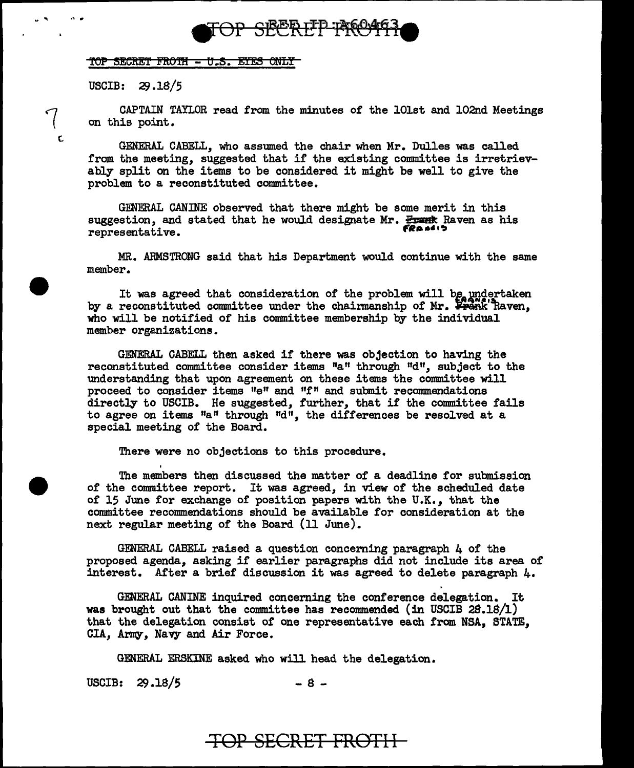TOP SECRET FROTH - U.S. EYES ONLY

USCIB: 29.18/5

CAPTAIN TAYLOR read from the minutes of the 101st and 102nd Meetings on this point.

GENERAL CABELL, who assumed the chair when Mr. Dulles was called from the meeting, suggested that if the existing committee is irretrievably split on the items to be considered it might be well to give the problem to a reconstituted committee.

GENERAL CANINE observed that there might be some merit in this suggestion, and stated that he would designate Mr. ~~Frank~~ Francis Raven as his representative.

MR. ARMSTRONG said that his Department would continue with the same member.

It was agreed that consideration of the problem will be undertaken by a reconstituted committee under the chairmanship of Mr. ~~Frank~~ Francis Raven, who will be notified of his committee membership by the individual member organizations.

GENERAL CABELL then asked if there was objection to having the reconstituted committee consider items "a" through "d", subject to the understanding that upon agreement on these items the committee will proceed to consider items "e" and "f" and submit recommendations directly to USCIB. He suggested, further, that if the committee fails to agree on items "a" through "d", the differences be resolved at a special meeting of the Board.

There were no objections to this procedure.

The members then discussed the matter of a deadline for submission of the committee report. It was agreed, in view of the scheduled date of 15 June for exchange of position papers with the U.K., that the committee recommendations should be available for consideration at the next regular meeting of the Board (11 June).

GENERAL CABELL raised a question concerning paragraph 4 of the proposed agenda, asking if earlier paragraphs did not include its area of interest. After a brief discussion it was agreed to delete paragraph 4.

GENERAL CANINE inquired concerning the conference delegation. It was brought out that the committee has recommended (in USCIB 28.18/1) that the delegation consist of one representative each from NSA, STATE, CIA, Army, Navy and Air Force.

GENERAL ERSKINE asked who will head the delegation.

USCIB: 29.18/5 - 8 -

TOP SECRET FROTH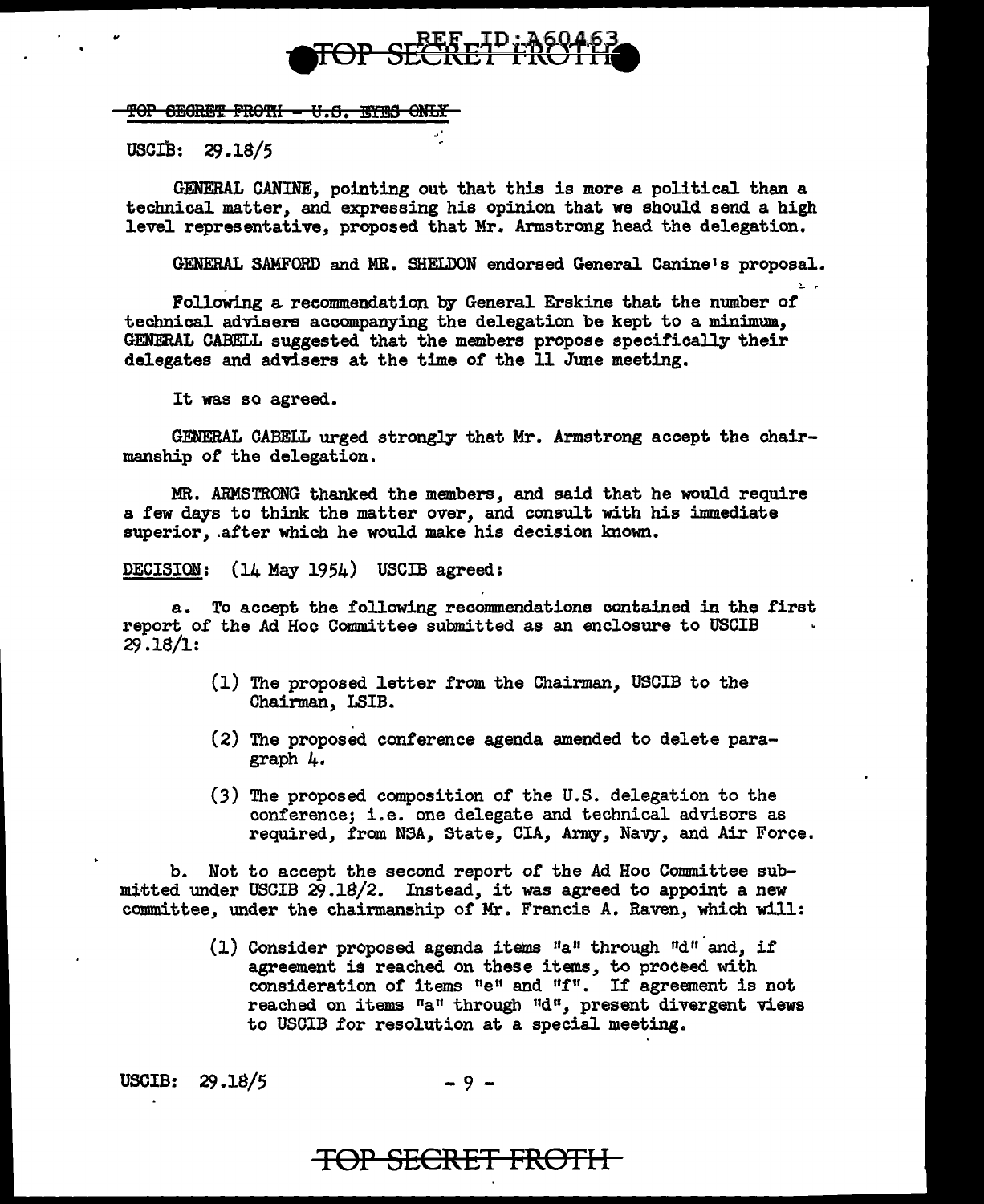TOP SECRET FROTH - U.S. EYES ONLY

USCIB: 29.18/5

GENERAL CANINE, pointing out that this is more a political than a technical matter, and expressing his opinion that we should send a high level representative, proposed that Mr. Armstrong head the delegation.

GENERAL SAMFORD and MR. SHELDON endorsed General Canine's proposal.

Following a recommendation by General Erskine that the number of technical advisers accompanying the delegation be kept to a minimum, GENERAL CABELL suggested that the members propose specifically their delegates and advisers at the time of the 11 June meeting.

It was so agreed.

GENERAL CABELL urged strongly that Mr. Armstrong accept the chairmanship of the delegation.

MR. ARMSTRONG thanked the members, and said that he would require a few days to think the matter over, and consult with his immediate superior, after which he would make his decision known.

DECISION: (14 May 1954) USCIB agreed:

a. To accept the following recommendations contained in the first report of the Ad Hoc Committee submitted as an enclosure to USCIB 29.18/1:

(1) The proposed letter from the Chairman, USCIB to the Chairman, LSIB.

(2) The proposed conference agenda amended to delete paragraph 4.

(3) The proposed composition of the U.S. delegation to the conference; i.e. one delegate and technical advisors as required, from NSA, State, CIA, Army, Navy, and Air Force.

b. Not to accept the second report of the Ad Hoc Committee submitted under USCIB 29.18/2. Instead, it was agreed to appoint a new committee, under the chairmanship of Mr. Francis A. Raven, which will:

(1) Consider proposed agenda items "a" through "d" and, if agreement is reached on these items, to proceed with consideration of items "e" and "f". If agreement is not reached on items "a" through "d", present divergent views to USCIB for resolution at a special meeting.

USCIB: 29.18/5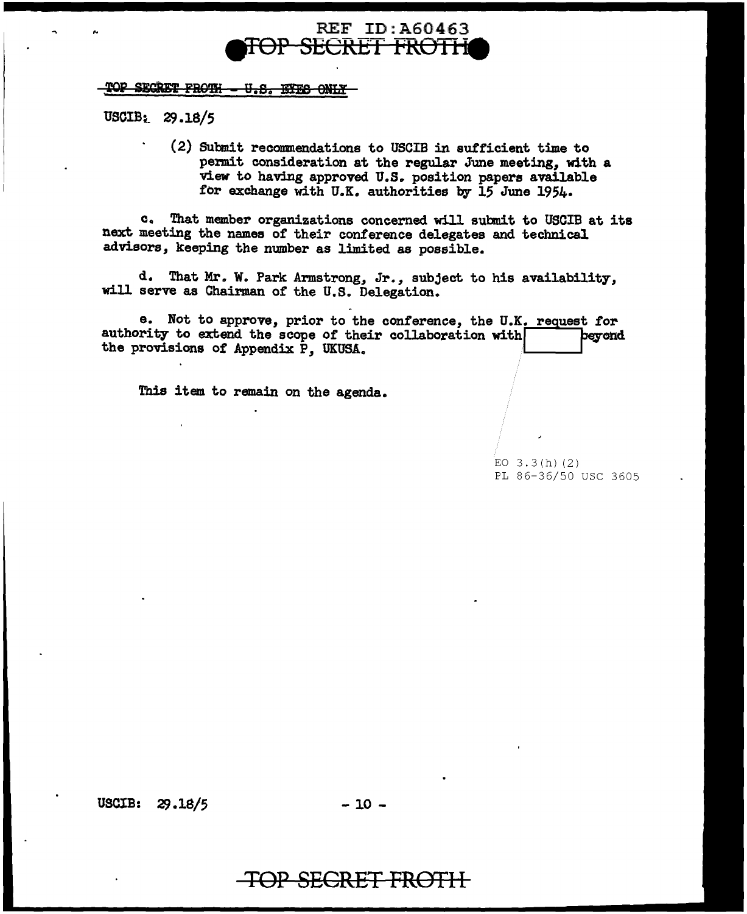~~TOP SECRET FROTH - U.S. EYES ONLY~~

USCIB: 29.18/5

(2) Submit recommendations to USCIB in sufficient time to permit consideration at the regular June meeting, with a view to having approved U.S. position papers available for exchange with U.K. authorities by 15 June 1954.

c. That member organizations concerned will submit to USCIB at its next meeting the names of their conference delegates and technical advisors, keeping the number as limited as possible.

d. That Mr. W. Park Armstrong, Jr., subject to his availability, will serve as Chairman of the U.S. Delegation.

e. Not to approve, prior to the conference, the U.K. request for authority to extend the scope of their collaboration with [          ] beyond the provisions of Appendix P, UKUSA.

This item to remain on the agenda.

EO 3.3(h)(2)
PL 86-36/50 USC 3605

USCIB: 29.18/5